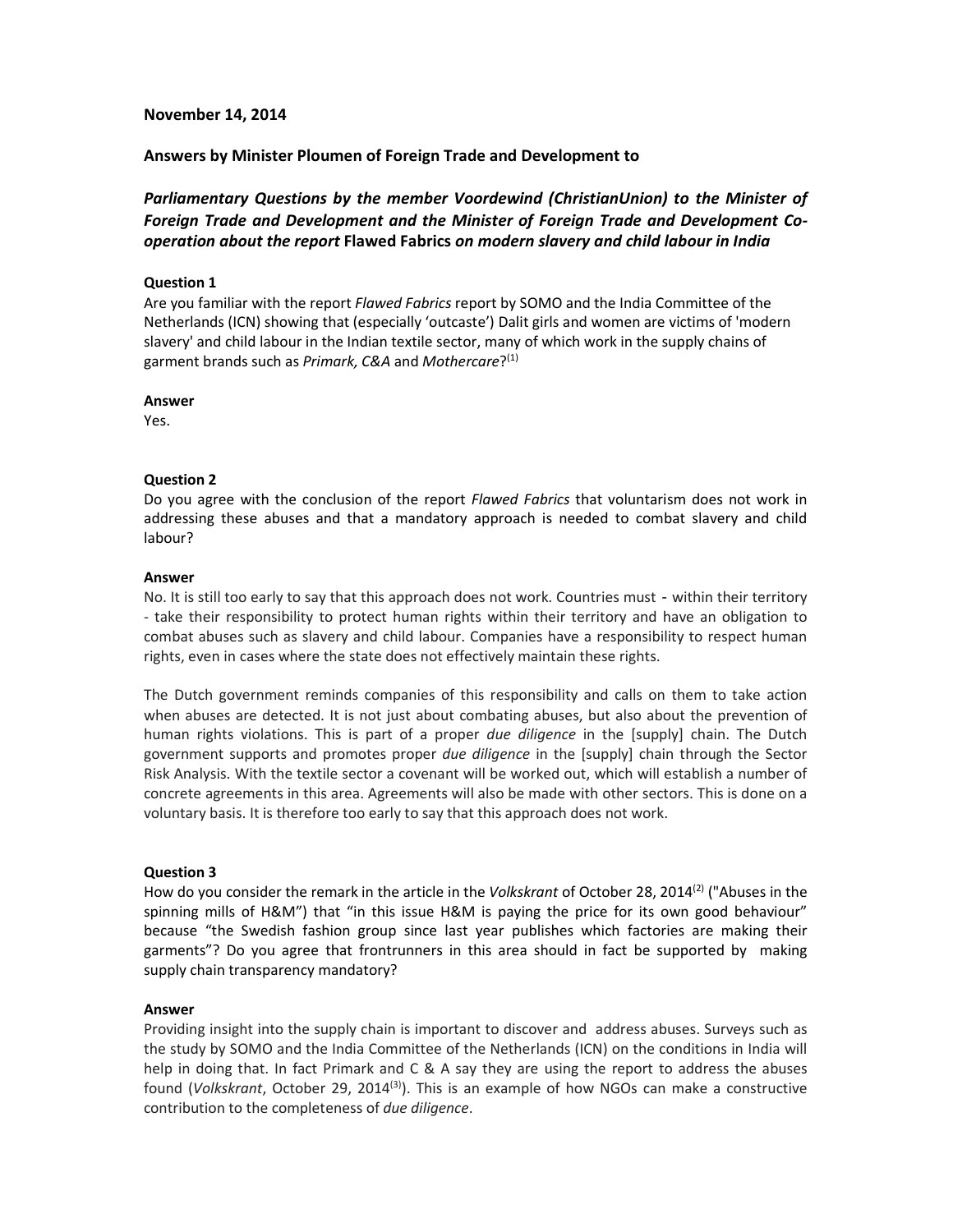**November 14, 2014**

**Answers by Minister Ploumen of Foreign Trade and Development to**

***Parliamentary Questions by the member Voordewind (ChristianUnion) to the Minister of Foreign Trade and Development and the Minister of Foreign Trade and Development Co-operation about the report* Flawed Fabrics *on modern slavery and child labour in India***

**Question 1**

Are you familiar with the report *Flawed Fabrics* report by SOMO and the India Committee of the Netherlands (ICN) showing that (especially 'outcaste') Dalit girls and women are victims of 'modern slavery' and child labour in the Indian textile sector, many of which work in the supply chains of garment brands such as *Primark, C&A* and *Mothercare*?[(1)]

**Answer**

Yes.

**Question 2**

Do you agree with the conclusion of the report *Flawed Fabrics* that voluntarism does not work in addressing these abuses and that a mandatory approach is needed to combat slavery and child labour?

**Answer**

No. It is still too early to say that this approach does not work. Countries must - within their territory - take their responsibility to protect human rights within their territory and have an obligation to combat abuses such as slavery and child labour. Companies have a responsibility to respect human rights, even in cases where the state does not effectively maintain these rights.

The Dutch government reminds companies of this responsibility and calls on them to take action when abuses are detected. It is not just about combating abuses, but also about the prevention of human rights violations. This is part of a proper *due diligence* in the [supply] chain. The Dutch government supports and promotes proper *due diligence* in the [supply] chain through the Sector Risk Analysis. With the textile sector a covenant will be worked out, which will establish a number of concrete agreements in this area. Agreements will also be made with other sectors. This is done on a voluntary basis. It is therefore too early to say that this approach does not work.

**Question 3**

How do you consider the remark in the article in the *Volkskrant* of October 28, 2014[(2)] ("Abuses in the spinning mills of H&M") that "in this issue H&M is paying the price for its own good behaviour" because "the Swedish fashion group since last year publishes which factories are making their garments"? Do you agree that frontrunners in this area should in fact be supported by making supply chain transparency mandatory?

**Answer**

Providing insight into the supply chain is important to discover and address abuses. Surveys such as the study by SOMO and the India Committee of the Netherlands (ICN) on the conditions in India will help in doing that. In fact Primark and C & A say they are using the report to address the abuses found (*Volkskrant*, October 29, 2014[(3)]). This is an example of how NGOs can make a constructive contribution to the completeness of *due diligence*.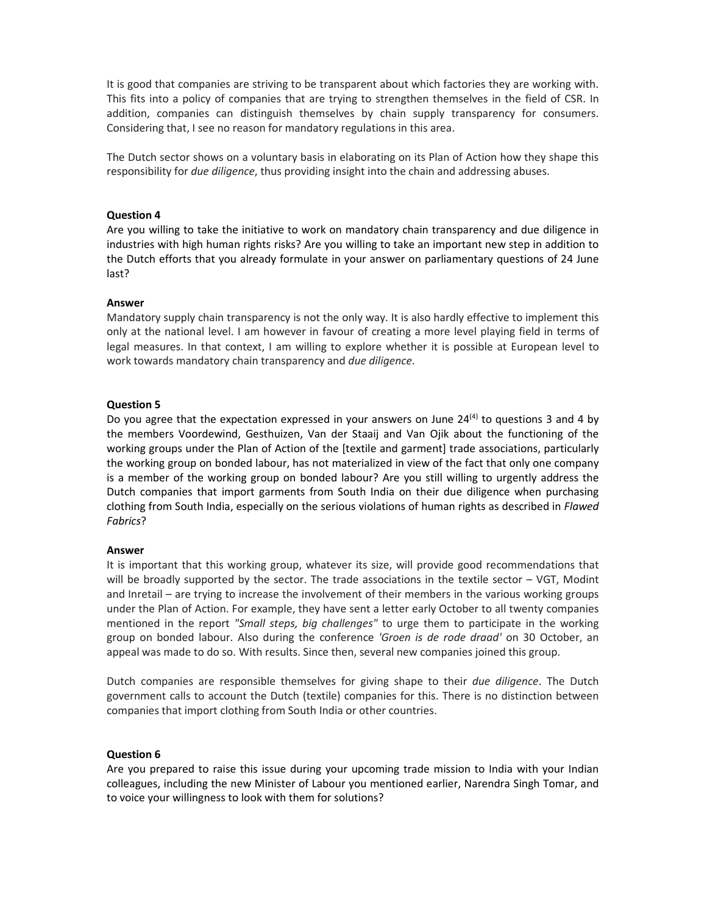It is good that companies are striving to be transparent about which factories they are working with. This fits into a policy of companies that are trying to strengthen themselves in the field of CSR. In addition, companies can distinguish themselves by chain supply transparency for consumers. Considering that, I see no reason for mandatory regulations in this area.

The Dutch sector shows on a voluntary basis in elaborating on its Plan of Action how they shape this responsibility for *due diligence*, thus providing insight into the chain and addressing abuses.

**Question 4**

Are you willing to take the initiative to work on mandatory chain transparency and due diligence in industries with high human rights risks? Are you willing to take an important new step in addition to the Dutch efforts that you already formulate in your answer on parliamentary questions of 24 June last?

**Answer**

Mandatory supply chain transparency is not the only way. It is also hardly effective to implement this only at the national level. I am however in favour of creating a more level playing field in terms of legal measures. In that context, I am willing to explore whether it is possible at European level to work towards mandatory chain transparency and *due diligence*.

**Question 5**

Do you agree that the expectation expressed in your answers on June 24[4] to questions 3 and 4 by the members Voordewind, Gesthuizen, Van der Staaij and Van Ojik about the functioning of the working groups under the Plan of Action of the [textile and garment] trade associations, particularly the working group on bonded labour, has not materialized in view of the fact that only one company is a member of the working group on bonded labour? Are you still willing to urgently address the Dutch companies that import garments from South India on their due diligence when purchasing clothing from South India, especially on the serious violations of human rights as described in *Flawed Fabrics*?

**Answer**

It is important that this working group, whatever its size, will provide good recommendations that will be broadly supported by the sector. The trade associations in the textile sector – VGT, Modint and Inretail – are trying to increase the involvement of their members in the various working groups under the Plan of Action. For example, they have sent a letter early October to all twenty companies mentioned in the report *"Small steps, big challenges"* to urge them to participate in the working group on bonded labour. Also during the conference *'Groen is de rode draad'* on 30 October, an appeal was made to do so. With results. Since then, several new companies joined this group.

Dutch companies are responsible themselves for giving shape to their *due diligence*. The Dutch government calls to account the Dutch (textile) companies for this. There is no distinction between companies that import clothing from South India or other countries.

**Question 6**

Are you prepared to raise this issue during your upcoming trade mission to India with your Indian colleagues, including the new Minister of Labour you mentioned earlier, Narendra Singh Tomar, and to voice your willingness to look with them for solutions?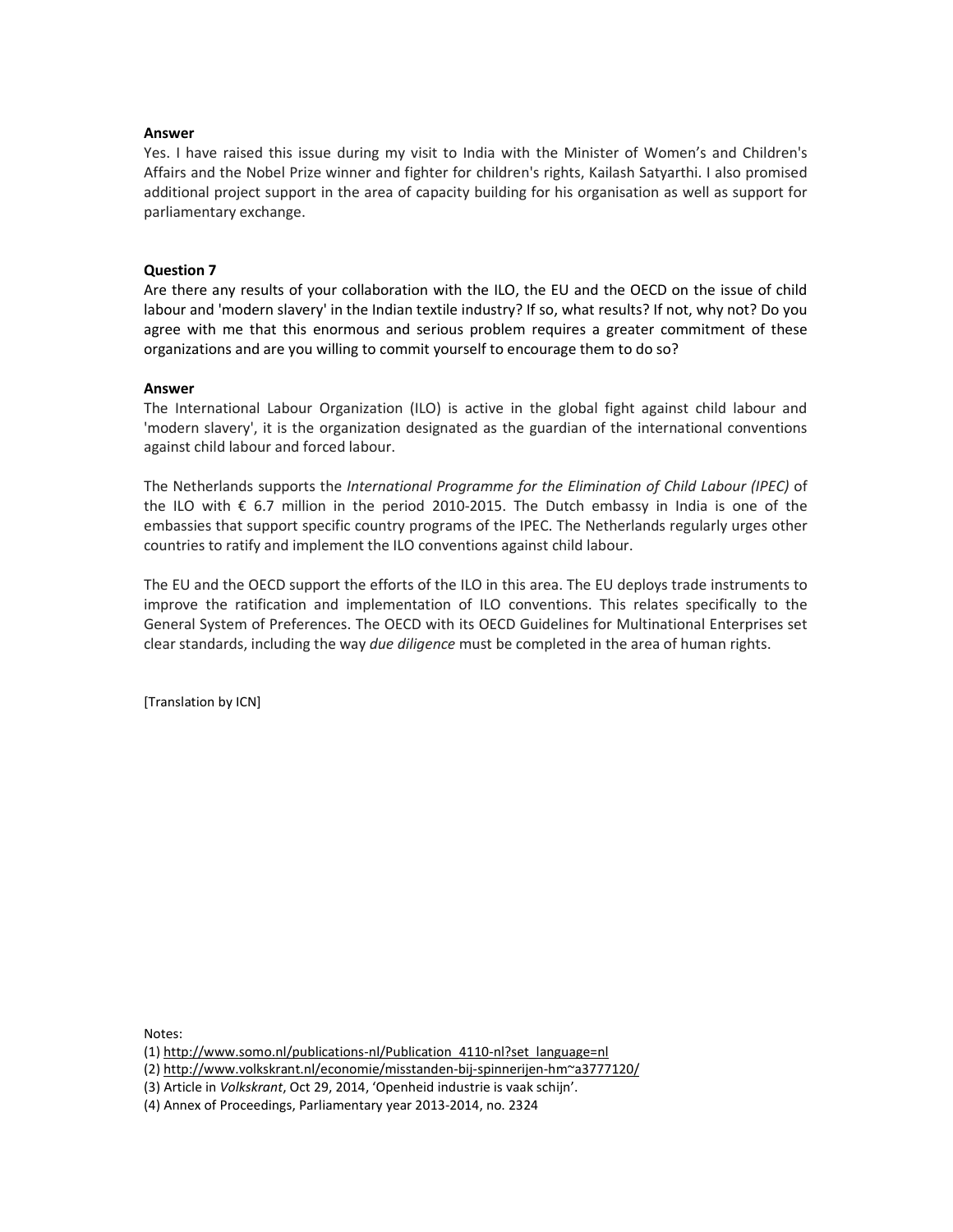**Answer**

Yes. I have raised this issue during my visit to India with the Minister of Women's and Children's Affairs and the Nobel Prize winner and fighter for children's rights, Kailash Satyarthi. I also promised additional project support in the area of capacity building for his organisation as well as support for parliamentary exchange.

**Question 7**

Are there any results of your collaboration with the ILO, the EU and the OECD on the issue of child labour and 'modern slavery' in the Indian textile industry? If so, what results? If not, why not? Do you agree with me that this enormous and serious problem requires a greater commitment of these organizations and are you willing to commit yourself to encourage them to do so?

**Answer**

The International Labour Organization (ILO) is active in the global fight against child labour and 'modern slavery', it is the organization designated as the guardian of the international conventions against child labour and forced labour.

The Netherlands supports the *International Programme for the Elimination of Child Labour (IPEC)* of the ILO with € 6.7 million in the period 2010-2015. The Dutch embassy in India is one of the embassies that support specific country programs of the IPEC. The Netherlands regularly urges other countries to ratify and implement the ILO conventions against child labour.

The EU and the OECD support the efforts of the ILO in this area. The EU deploys trade instruments to improve the ratification and implementation of ILO conventions. This relates specifically to the General System of Preferences. The OECD with its OECD Guidelines for Multinational Enterprises set clear standards, including the way *due diligence* must be completed in the area of human rights.

[Translation by ICN]

Notes:

(1) http://www.somo.nl/publications-nl/Publication_4110-nl?set_language=nl

(2) http://www.volkskrant.nl/economie/misstanden-bij-spinnerijen-hm~a3777120/

(3) Article in *Volkskrant*, Oct 29, 2014, 'Openheid industrie is vaak schijn'.

(4) Annex of Proceedings, Parliamentary year 2013-2014, no. 2324